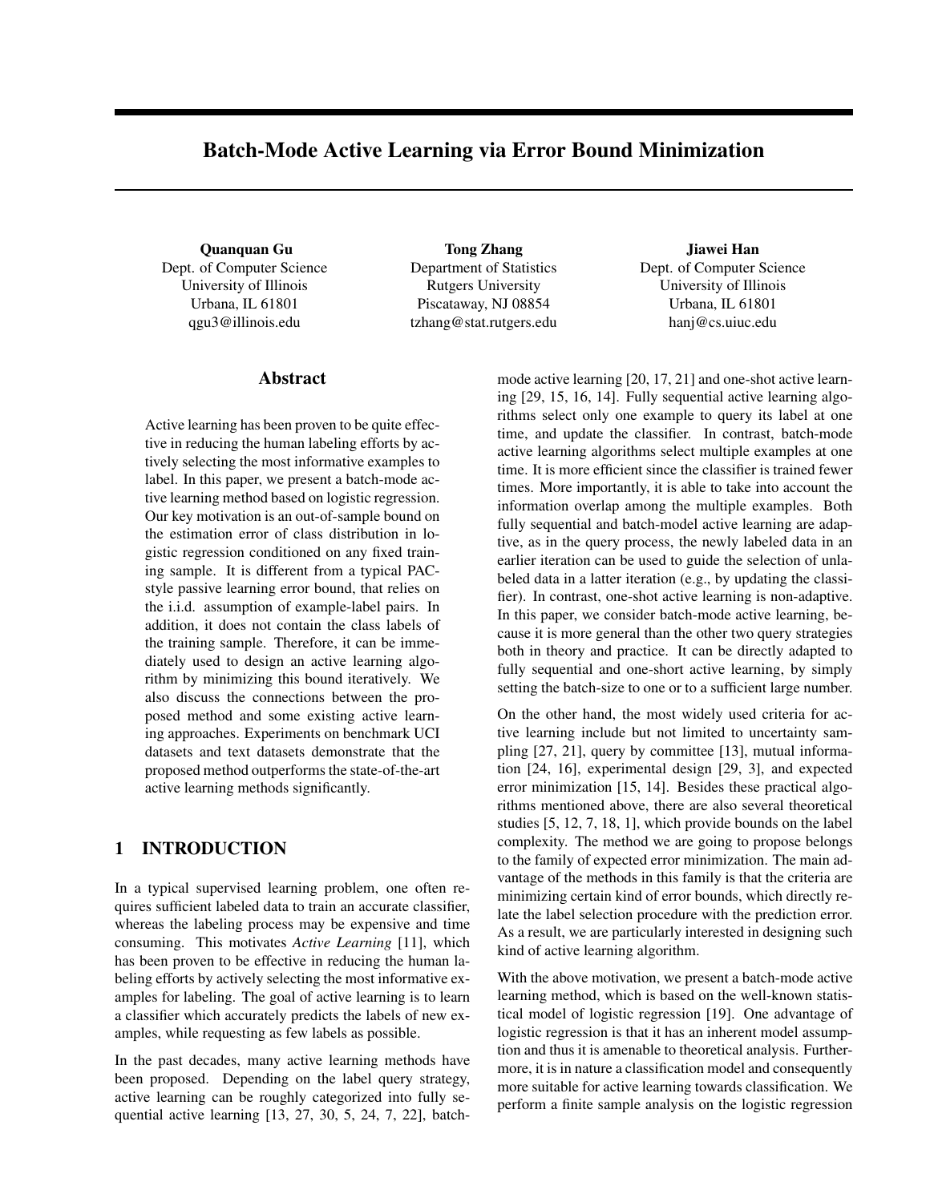# Batch-Mode Active Learning via Error Bound Minimization

**Quanquan Gu**
Dept. of Computer Science
University of Illinois
Urbana, IL 61801
qgu3@illinois.edu

**Tong Zhang**
Department of Statistics
Rutgers University
Piscataway, NJ 08854
tzhang@stat.rutgers.edu

**Jiawei Han**
Dept. of Computer Science
University of Illinois
Urbana, IL 61801
hanj@cs.uiuc.edu

## Abstract

Active learning has been proven to be quite effective in reducing the human labeling efforts by actively selecting the most informative examples to label. In this paper, we present a batch-mode active learning method based on logistic regression. Our key motivation is an out-of-sample bound on the estimation error of class distribution in logistic regression conditioned on any fixed training sample. It is different from a typical PAC-style passive learning error bound, that relies on the i.i.d. assumption of example-label pairs. In addition, it does not contain the class labels of the training sample. Therefore, it can be immediately used to design an active learning algorithm by minimizing this bound iteratively. We also discuss the connections between the proposed method and some existing active learning approaches. Experiments on benchmark UCI datasets and text datasets demonstrate that the proposed method outperforms the state-of-the-art active learning methods significantly.

## 1 INTRODUCTION

In a typical supervised learning problem, one often requires sufficient labeled data to train an accurate classifier, whereas the labeling process may be expensive and time consuming. This motivates *Active Learning* [11], which has been proven to be effective in reducing the human labeling efforts by actively selecting the most informative examples for labeling. The goal of active learning is to learn a classifier which accurately predicts the labels of new examples, while requesting as few labels as possible.

In the past decades, many active learning methods have been proposed. Depending on the label query strategy, active learning can be roughly categorized into fully sequential active learning [13, 27, 30, 5, 24, 7, 22], batch-mode active learning [20, 17, 21] and one-shot active learning [29, 15, 16, 14]. Fully sequential active learning algorithms select only one example to query its label at one time, and update the classifier. In contrast, batch-mode active learning algorithms select multiple examples at one time. It is more efficient since the classifier is trained fewer times. More importantly, it is able to take into account the information overlap among the multiple examples. Both fully sequential and batch-model active learning are adaptive, as in the query process, the newly labeled data in an earlier iteration can be used to guide the selection of unlabeled data in a latter iteration (e.g., by updating the classifier). In contrast, one-shot active learning is non-adaptive. In this paper, we consider batch-mode active learning, because it is more general than the other two query strategies both in theory and practice. It can be directly adapted to fully sequential and one-short active learning, by simply setting the batch-size to one or to a sufficient large number.

On the other hand, the most widely used criteria for active learning include but not limited to uncertainty sampling [27, 21], query by committee [13], mutual information [24, 16], experimental design [29, 3], and expected error minimization [15, 14]. Besides these practical algorithms mentioned above, there are also several theoretical studies [5, 12, 7, 18, 1], which provide bounds on the label complexity. The method we are going to propose belongs to the family of expected error minimization. The main advantage of the methods in this family is that the criteria are minimizing certain kind of error bounds, which directly relate the label selection procedure with the prediction error. As a result, we are particularly interested in designing such kind of active learning algorithm.

With the above motivation, we present a batch-mode active learning method, which is based on the well-known statistical model of logistic regression [19]. One advantage of logistic regression is that it has an inherent model assumption and thus it is amenable to theoretical analysis. Furthermore, it is in nature a classification model and consequently more suitable for active learning towards classification. We perform a finite sample analysis on the logistic regression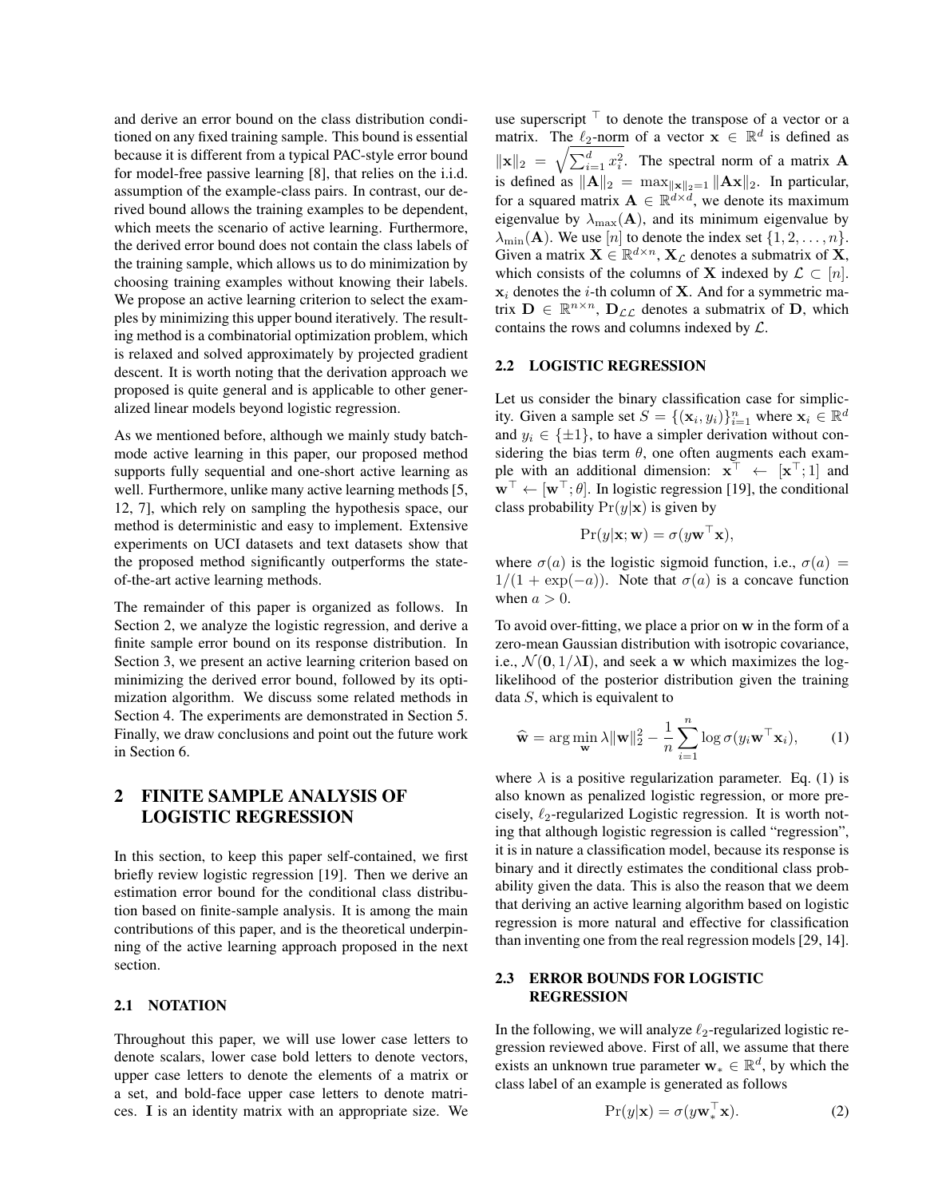and derive an error bound on the class distribution conditioned on any fixed training sample. This bound is essential because it is different from a typical PAC-style error bound for model-free passive learning [8], that relies on the i.i.d. assumption of the example-class pairs. In contrast, our derived bound allows the training examples to be dependent, which meets the scenario of active learning. Furthermore, the derived error bound does not contain the class labels of the training sample, which allows us to do minimization by choosing training examples without knowing their labels. We propose an active learning criterion to select the examples by minimizing this upper bound iteratively. The resulting method is a combinatorial optimization problem, which is relaxed and solved approximately by projected gradient descent. It is worth noting that the derivation approach we proposed is quite general and is applicable to other generalized linear models beyond logistic regression.

As we mentioned before, although we mainly study batch-mode active learning in this paper, our proposed method supports fully sequential and one-short active learning as well. Furthermore, unlike many active learning methods [5, 12, 7], which rely on sampling the hypothesis space, our method is deterministic and easy to implement. Extensive experiments on UCI datasets and text datasets show that the proposed method significantly outperforms the state-of-the-art active learning methods.

The remainder of this paper is organized as follows. In Section 2, we analyze the logistic regression, and derive a finite sample error bound on its response distribution. In Section 3, we present an active learning criterion based on minimizing the derived error bound, followed by its optimization algorithm. We discuss some related methods in Section 4. The experiments are demonstrated in Section 5. Finally, we draw conclusions and point out the future work in Section 6.

# 2 FINITE SAMPLE ANALYSIS OF LOGISTIC REGRESSION

In this section, to keep this paper self-contained, we first briefly review logistic regression [19]. Then we derive an estimation error bound for the conditional class distribution based on finite-sample analysis. It is among the main contributions of this paper, and is the theoretical underpinning of the active learning approach proposed in the next section.

## 2.1 NOTATION

Throughout this paper, we will use lower case letters to denote scalars, lower case bold letters to denote vectors, upper case letters to denote the elements of a matrix or a set, and bold-face upper case letters to denote matrices. $\mathbf{I}$ is an identity matrix with an appropriate size. We use superscript $^\top$ to denote the transpose of a vector or a matrix. The $\ell_2$-norm of a vector $\mathbf{x} \in \mathbb{R}^d$ is defined as $\|\mathbf{x}\|_2 = \sqrt{\sum_{i=1}^d x_i^2}$. The spectral norm of a matrix $\mathbf{A}$ is defined as $\|\mathbf{A}\|_2 = \max_{\|\mathbf{x}\|_2=1} \|\mathbf{A}\mathbf{x}\|_2$. In particular, for a squared matrix $\mathbf{A} \in \mathbb{R}^{d\times d}$, we denote its maximum eigenvalue by $\lambda_{\max}(\mathbf{A})$, and its minimum eigenvalue by $\lambda_{\min}(\mathbf{A})$. We use $[n]$ to denote the index set $\{1, 2, \ldots, n\}$. Given a matrix $\mathbf{X} \in \mathbb{R}^{d\times n}$, $\mathbf{X}_\mathcal{L}$ denotes a submatrix of $\mathbf{X}$, which consists of the columns of $\mathbf{X}$ indexed by $\mathcal{L} \subset [n]$. $\mathbf{x}_i$ denotes the $i$-th column of $\mathbf{X}$. And for a symmetric matrix $\mathbf{D} \in \mathbb{R}^{n\times n}$, $\mathbf{D}_{\mathcal{L}\mathcal{L}}$ denotes a submatrix of $\mathbf{D}$, which contains the rows and columns indexed by $\mathcal{L}$.

## 2.2 LOGISTIC REGRESSION

Let us consider the binary classification case for simplicity. Given a sample set $S = \{(\mathbf{x}_i, y_i)\}_{i=1}^n$ where $\mathbf{x}_i \in \mathbb{R}^d$ and $y_i \in \{\pm 1\}$, to have a simpler derivation without considering the bias term $\theta$, one often augments each example with an additional dimension: $\mathbf{x}^\top \leftarrow [\mathbf{x}^\top; 1]$ and $\mathbf{w}^\top \leftarrow [\mathbf{w}^\top; \theta]$. In logistic regression [19], the conditional class probability $\Pr(y|\mathbf{x})$ is given by

$$\Pr(y|\mathbf{x}; \mathbf{w}) = \sigma(y\mathbf{w}^\top \mathbf{x}),$$

where $\sigma(a)$ is the logistic sigmoid function, i.e., $\sigma(a) = 1/(1 + \exp(-a))$. Note that $\sigma(a)$ is a concave function when $a > 0$.

To avoid over-fitting, we place a prior on $\mathbf{w}$ in the form of a zero-mean Gaussian distribution with isotropic covariance, i.e., $\mathcal{N}(\mathbf{0}, 1/\lambda\mathbf{I})$, and seek a $\mathbf{w}$ which maximizes the log-likelihood of the posterior distribution given the training data $S$, which is equivalent to

$$\widehat{\mathbf{w}} = \arg\min_{\mathbf{w}} \lambda\|\mathbf{w}\|_2^2 - \frac{1}{n}\sum_{i=1}^n \log \sigma(y_i \mathbf{w}^\top \mathbf{x}_i), \tag{1}$$

where $\lambda$ is a positive regularization parameter. Eq. (1) is also known as penalized logistic regression, or more precisely, $\ell_2$-regularized Logistic regression. It is worth noting that although logistic regression is called "regression", it is in nature a classification model, because its response is binary and it directly estimates the conditional class probability given the data. This is also the reason that we deem that deriving an active learning algorithm based on logistic regression is more natural and effective for classification than inventing one from the real regression models [29, 14].

## 2.3 ERROR BOUNDS FOR LOGISTIC REGRESSION

In the following, we will analyze $\ell_2$-regularized logistic regression reviewed above. First of all, we assume that there exists an unknown true parameter $\mathbf{w}_* \in \mathbb{R}^d$, by which the class label of an example is generated as follows

$$\Pr(y|\mathbf{x}) = \sigma(y\mathbf{w}_*^\top \mathbf{x}). \tag{2}$$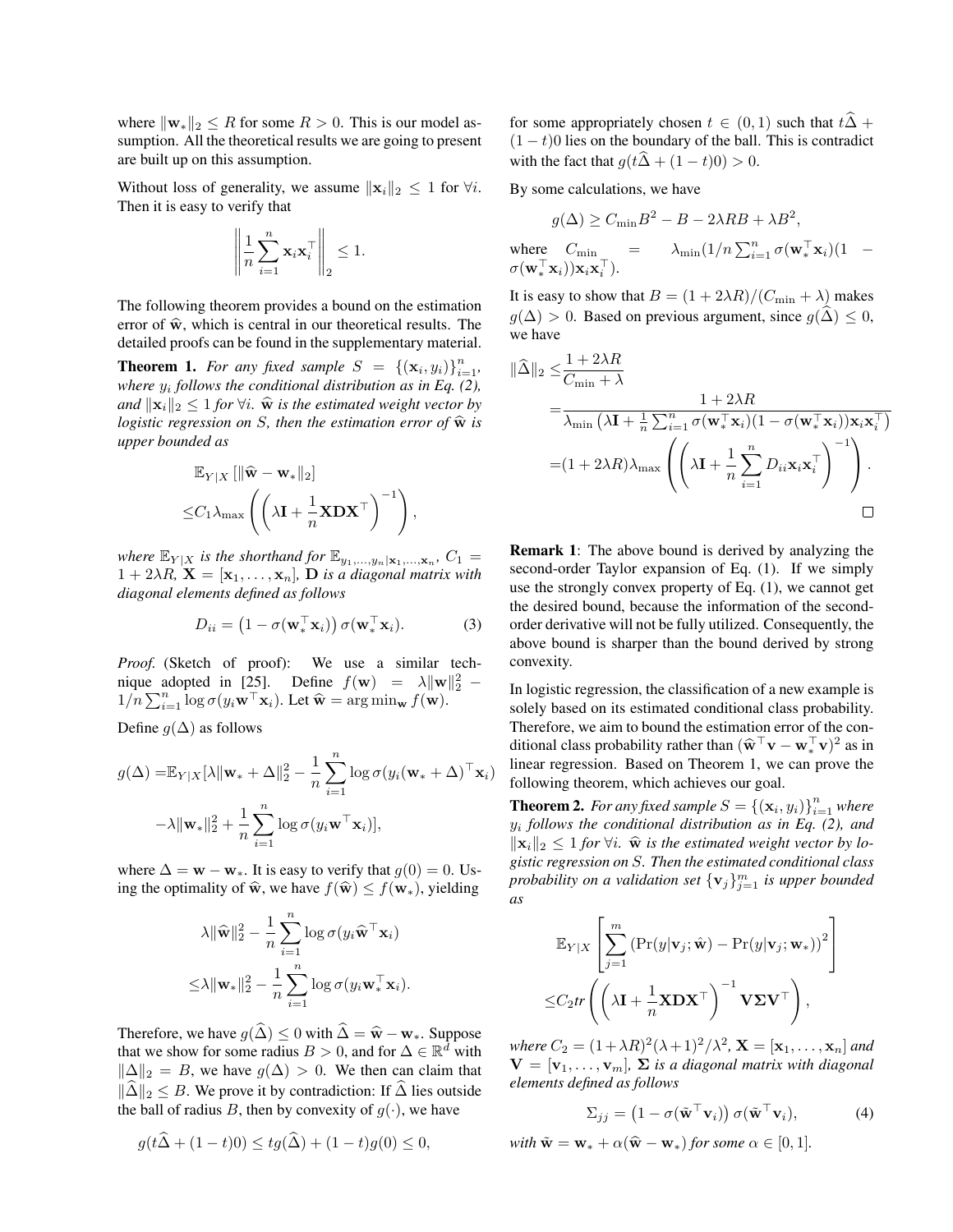where $\|\mathbf{w}_*\|_2 \leq R$ for some $R > 0$. This is our model assumption. All the theoretical results we are going to present are built up on this assumption.

Without loss of generality, we assume $\|\mathbf{x}_i\|_2 \leq 1$ for $\forall i$. Then it is easy to verify that

$$\left\|\frac{1}{n}\sum_{i=1}^{n}\mathbf{x}_i\mathbf{x}_i^\top\right\|_2 \leq 1.$$

The following theorem provides a bound on the estimation error of $\widehat{\mathbf{w}}$, which is central in our theoretical results. The detailed proofs can be found in the supplementary material.

**Theorem 1.** *For any fixed sample $S = \{(\mathbf{x}_i, y_i)\}_{i=1}^n$, where $y_i$ follows the conditional distribution as in Eq. (2), and $\|\mathbf{x}_i\|_2 \leq 1$ for $\forall i$. $\widehat{\mathbf{w}}$ is the estimated weight vector by logistic regression on $S$, then the estimation error of $\widehat{\mathbf{w}}$ is upper bounded as*

$$\begin{aligned}
&\mathbb{E}_{Y|X}\left[\|\widehat{\mathbf{w}} - \mathbf{w}_*\|_2\right] \\
\leq &C_1 \lambda_{\max}\left(\left(\lambda\mathbf{I} + \frac{1}{n}\mathbf{X}\mathbf{D}\mathbf{X}^\top\right)^{-1}\right),
\end{aligned}$$

*where $\mathbb{E}_{Y|X}$ is the shorthand for $\mathbb{E}_{y_1,\ldots,y_n|\mathbf{x}_1,\ldots,\mathbf{x}_n}$, $C_1 = 1 + 2\lambda R$, $\mathbf{X} = [\mathbf{x}_1, \ldots, \mathbf{x}_n]$, $\mathbf{D}$ is a diagonal matrix with diagonal elements defined as follows*

$$D_{ii} = \left(1 - \sigma(\mathbf{w}_*^\top\mathbf{x}_i)\right)\sigma(\mathbf{w}_*^\top\mathbf{x}_i). \tag{3}$$

*Proof.* (Sketch of proof): We use a similar technique adopted in [25]. Define $f(\mathbf{w}) = \lambda\|\mathbf{w}\|_2^2 - 1/n\sum_{i=1}^{n}\log\sigma(y_i\mathbf{w}^\top\mathbf{x}_i)$. Let $\widehat{\mathbf{w}} = \arg\min_{\mathbf{w}} f(\mathbf{w})$.

Define $g(\Delta)$ as follows

$$\begin{aligned}
g(\Delta) =&\mathbb{E}_{Y|X}[\lambda\|\mathbf{w}_* + \Delta\|_2^2 - \frac{1}{n}\sum_{i=1}^{n}\log\sigma(y_i(\mathbf{w}_* + \Delta)^\top\mathbf{x}_i) \\
&-\lambda\|\mathbf{w}_*\|_2^2 + \frac{1}{n}\sum_{i=1}^{n}\log\sigma(y_i\mathbf{w}^\top\mathbf{x}_i)],
\end{aligned}$$

where $\Delta = \mathbf{w} - \mathbf{w}_*$. It is easy to verify that $g(0) = 0$. Using the optimality of $\widehat{\mathbf{w}}$, we have $f(\widehat{\mathbf{w}}) \leq f(\mathbf{w}_*)$, yielding

$$\begin{aligned}
&\lambda\|\widehat{\mathbf{w}}\|_2^2 - \frac{1}{n}\sum_{i=1}^{n}\log\sigma(y_i\widehat{\mathbf{w}}^\top\mathbf{x}_i) \\
\leq&\lambda\|\mathbf{w}_*\|_2^2 - \frac{1}{n}\sum_{i=1}^{n}\log\sigma(y_i\mathbf{w}_*^\top\mathbf{x}_i).
\end{aligned}$$

Therefore, we have $g(\widehat{\Delta}) \leq 0$ with $\widehat{\Delta} = \widehat{\mathbf{w}} - \mathbf{w}_*$. Suppose that we show for some radius $B > 0$, and for $\Delta \in \mathbb{R}^d$ with $\|\Delta\|_2 = B$, we have $g(\Delta) > 0$. We then can claim that $\|\widehat{\Delta}\|_2 \leq B$. We prove it by contradiction: If $\widehat{\Delta}$ lies outside the ball of radius $B$, then by convexity of $g(\cdot)$, we have

$$g(t\widehat{\Delta} + (1-t)0) \leq tg(\widehat{\Delta}) + (1-t)g(0) \leq 0,$$

for some appropriately chosen $t \in (0, 1)$ such that $t\widehat{\Delta} + (1-t)0$ lies on the boundary of the ball. This is contradict with the fact that $g(t\widehat{\Delta} + (1-t)0) > 0$.

By some calculations, we have

$$g(\Delta) \geq C_{\min}B^2 - B - 2\lambda RB + \lambda B^2,$$

where $C_{\min} = \lambda_{\min}(1/n\sum_{i=1}^{n}\sigma(\mathbf{w}_*^\top\mathbf{x}_i)(1 - \sigma(\mathbf{w}_*^\top\mathbf{x}_i))\mathbf{x}_i\mathbf{x}_i^\top)$.

It is easy to show that $B = (1 + 2\lambda R)/(C_{\min} + \lambda)$ makes $g(\Delta) > 0$. Based on previous argument, since $g(\widehat{\Delta}) \leq 0$, we have

$$\begin{aligned}
\|\widehat{\Delta}\|_2 \leq&\frac{1 + 2\lambda R}{C_{\min} + \lambda} \\
=&\frac{1 + 2\lambda R}{\lambda_{\min}\left(\lambda\mathbf{I} + \frac{1}{n}\sum_{i=1}^{n}\sigma(\mathbf{w}_*^\top\mathbf{x}_i)(1 - \sigma(\mathbf{w}_*^\top\mathbf{x}_i))\mathbf{x}_i\mathbf{x}_i^\top\right)} \\
=&(1 + 2\lambda R)\lambda_{\max}\left(\left(\lambda\mathbf{I} + \frac{1}{n}\sum_{i=1}^{n}D_{ii}\mathbf{x}_i\mathbf{x}_i^\top\right)^{-1}\right).
\end{aligned}$$

□

**Remark 1**: The above bound is derived by analyzing the second-order Taylor expansion of Eq. (1). If we simply use the strongly convex property of Eq. (1), we cannot get the desired bound, because the information of the second-order derivative will not be fully utilized. Consequently, the above bound is sharper than the bound derived by strong convexity.

In logistic regression, the classification of a new example is solely based on its estimated conditional class probability. Therefore, we aim to bound the estimation error of the conditional class probability rather than $(\widehat{\mathbf{w}}^\top\mathbf{v} - \mathbf{w}_*^\top\mathbf{v})^2$ as in linear regression. Based on Theorem 1, we can prove the following theorem, which achieves our goal.

**Theorem 2.** *For any fixed sample $S = \{(\mathbf{x}_i, y_i)\}_{i=1}^n$ where $y_i$ follows the conditional distribution as in Eq. (2), and $\|\mathbf{x}_i\|_2 \leq 1$ for $\forall i$. $\widehat{\mathbf{w}}$ is the estimated weight vector by logistic regression on $S$. Then the estimated conditional class probability on a validation set $\{\mathbf{v}_j\}_{j=1}^m$ is upper bounded as*

$$\begin{aligned}
&\mathbb{E}_{Y|X}\left[\sum_{j=1}^{m}\left(\Pr(y|\mathbf{v}_j;\hat{\mathbf{w}}) - \Pr(y|\mathbf{v}_j;\mathbf{w}_*)\right)^2\right] \\
\leq &C_2 tr\left(\left(\lambda\mathbf{I} + \frac{1}{n}\mathbf{X}\mathbf{D}\mathbf{X}^\top\right)^{-1}\mathbf{V}\mathbf{\Sigma}\mathbf{V}^\top\right),
\end{aligned}$$

*where $C_2 = (1+\lambda R)^2(\lambda+1)^2/\lambda^2$, $\mathbf{X} = [\mathbf{x}_1, \ldots, \mathbf{x}_n]$ and $\mathbf{V} = [\mathbf{v}_1, \ldots, \mathbf{v}_m]$, $\mathbf{\Sigma}$ is a diagonal matrix with diagonal elements defined as follows*

$$\Sigma_{jj} = \left(1 - \sigma(\tilde{\mathbf{w}}^\top\mathbf{v}_i)\right)\sigma(\tilde{\mathbf{w}}^\top\mathbf{v}_i), \tag{4}$$

*with $\tilde{\mathbf{w}} = \mathbf{w}_* + \alpha(\widehat{\mathbf{w}} - \mathbf{w}_*)$ for some $\alpha \in [0, 1]$.*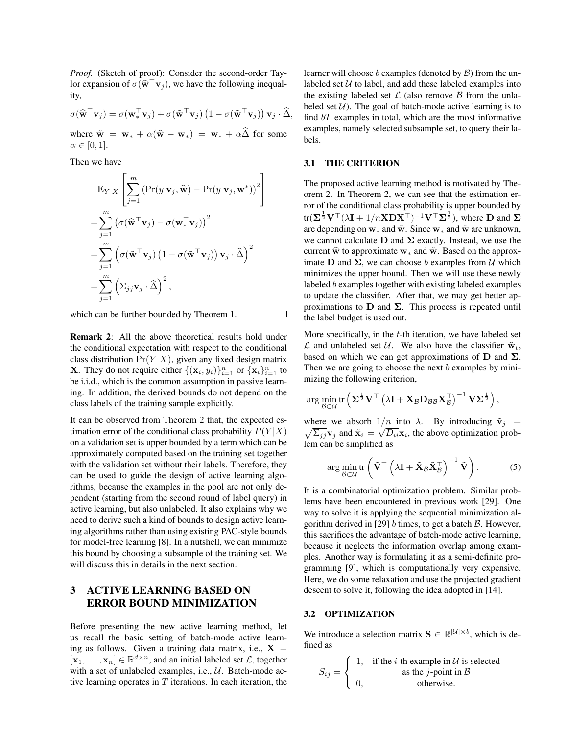*Proof.* (Sketch of proof): Consider the second-order Taylor expansion of $\sigma(\widehat{\mathbf{w}}^\top \mathbf{v}_j)$, we have the following inequality,

$$\sigma(\widehat{\mathbf{w}}^\top \mathbf{v}_j) = \sigma(\mathbf{w}_*^\top \mathbf{v}_j) + \sigma(\tilde{\mathbf{w}}^\top \mathbf{v}_j)\left(1 - \sigma(\tilde{\mathbf{w}}^\top \mathbf{v}_j)\right)\mathbf{v}_j \cdot \widehat{\Delta},$$

where $\tilde{\mathbf{w}} = \mathbf{w}_* + \alpha(\widehat{\mathbf{w}} - \mathbf{w}_*) = \mathbf{w}_* + \alpha\widehat{\Delta}$ for some $\alpha \in [0, 1]$.

Then we have

$$\begin{aligned}
&\mathbb{E}_{Y|X}\left[\sum_{j=1}^{m}\left(\Pr(y|\mathbf{v}_j, \widehat{\mathbf{w}}) - \Pr(y|\mathbf{v}_j, \mathbf{w}^*)\right)^2\right] \\
=&\sum_{j=1}^{m}\left(\sigma(\widehat{\mathbf{w}}^\top \mathbf{v}_j) - \sigma(\mathbf{w}_*^\top \mathbf{v}_j)\right)^2 \\
=&\sum_{j=1}^{m}\left(\sigma(\tilde{\mathbf{w}}^\top \mathbf{v}_j)\left(1 - \sigma(\tilde{\mathbf{w}}^\top \mathbf{v}_j)\right)\mathbf{v}_j \cdot \widehat{\Delta}\right)^2 \\
=&\sum_{j=1}^{m}\left(\Sigma_{jj}\mathbf{v}_j \cdot \widehat{\Delta}\right)^2,
\end{aligned}$$

which can be further bounded by Theorem 1. □

**Remark 2**: All the above theoretical results hold under the conditional expectation with respect to the conditional class distribution $\Pr(Y|X)$, given any fixed design matrix $\mathbf{X}$. They do not require either $\{(\mathbf{x}_i, y_i)\}_{i=1}^n$ or $\{\mathbf{x}_i\}_{i=1}^n$ to be i.i.d., which is the common assumption in passive learning. In addition, the derived bounds do not depend on the class labels of the training sample explicitly.

It can be observed from Theorem 2 that, the expected estimation error of the conditional class probability $P(Y|X)$ on a validation set is upper bounded by a term which can be approximately computed based on the training set together with the validation set without their labels. Therefore, they can be used to guide the design of active learning algorithms, because the examples in the pool are not only dependent (starting from the second round of label query) in active learning, but also unlabeled. It also explains why we need to derive such a kind of bounds to design active learning algorithms rather than using existing PAC-style bounds for model-free learning [8]. In a nutshell, we can minimize this bound by choosing a subsample of the training set. We will discuss this in details in the next section.

# 3 ACTIVE LEARNING BASED ON ERROR BOUND MINIMIZATION

Before presenting the new active learning method, let us recall the basic setting of batch-mode active learning as follows. Given a training data matrix, i.e., $\mathbf{X} = [\mathbf{x}_1, \ldots, \mathbf{x}_n] \in \mathbb{R}^{d\times n}$, and an initial labeled set $\mathcal{L}$, together with a set of unlabeled examples, i.e., $\mathcal{U}$. Batch-mode active learning operates in $T$ iterations. In each iteration, the learner will choose $b$ examples (denoted by $\mathcal{B}$) from the unlabeled set $\mathcal{U}$ to label, and add these labeled examples into the existing labeled set $\mathcal{L}$ (also remove $\mathcal{B}$ from the unlabeled set $\mathcal{U}$). The goal of batch-mode active learning is to find $bT$ examples in total, which are the most informative examples, namely selected subsample set, to query their labels.

## 3.1 THE CRITERION

The proposed active learning method is motivated by Theorem 2. In Theorem 2, we can see that the estimation error of the conditional class probability is upper bounded by $\mathrm{tr}(\mathbf{\Sigma}^{\frac{1}{2}}\mathbf{V}^\top(\lambda\mathbf{I} + 1/n\mathbf{X}\mathbf{D}\mathbf{X}^\top)^{-1}\mathbf{V}^\top\mathbf{\Sigma}^{\frac{1}{2}})$, where $\mathbf{D}$ and $\mathbf{\Sigma}$ are depending on $\mathbf{w}_*$ and $\tilde{\mathbf{w}}$. Since $\mathbf{w}_*$ and $\tilde{\mathbf{w}}$ are unknown, we cannot calculate $\mathbf{D}$ and $\mathbf{\Sigma}$ exactly. Instead, we use the current $\widehat{\mathbf{w}}$ to approximate $\mathbf{w}_*$ and $\tilde{\mathbf{w}}$. Based on the approximate $\mathbf{D}$ and $\mathbf{\Sigma}$, we can choose $b$ examples from $\mathcal{U}$ which minimizes the upper bound. Then we will use these newly labeled $b$ examples together with existing labeled examples to update the classifier. After that, we may get better approximations to $\mathbf{D}$ and $\mathbf{\Sigma}$. This process is repeated until the label budget is used out.

More specifically, in the $t$-th iteration, we have labeled set $\mathcal{L}$ and unlabeled set $\mathcal{U}$. We also have the classifier $\widehat{\mathbf{w}}_t$, based on which we can get approximations of $\mathbf{D}$ and $\mathbf{\Sigma}$. Then we are going to choose the next $b$ examples by minimizing the following criterion,

$$\arg\min_{\mathcal{B}\subset\mathcal{U}} \mathrm{tr}\left(\mathbf{\Sigma}^{\frac{1}{2}}\mathbf{V}^\top\left(\lambda\mathbf{I} + \mathbf{X}_{\mathcal{B}}\mathbf{D}_{\mathcal{B}\mathcal{B}}\mathbf{X}_{\mathcal{B}}^\top\right)^{-1}\mathbf{V}\mathbf{\Sigma}^{\frac{1}{2}}\right),$$

where we absorb $1/n$ into $\lambda$. By introducing $\tilde{\mathbf{v}}_j = \sqrt{\Sigma_{jj}}\mathbf{v}_j$ and $\tilde{\mathbf{x}}_i = \sqrt{D_{ii}}\mathbf{x}_i$, the above optimization problem can be simplified as

$$\arg\min_{\mathcal{B}\subset\mathcal{U}} \mathrm{tr}\left(\tilde{\mathbf{V}}^\top\left(\lambda\mathbf{I} + \tilde{\mathbf{X}}_{\mathcal{B}}\tilde{\mathbf{X}}_{\mathcal{B}}^\top\right)^{-1}\tilde{\mathbf{V}}\right). \tag{5}$$

It is a combinatorial optimization problem. Similar problems have been encountered in previous work [29]. One way to solve it is applying the sequential minimization algorithm derived in [29] $b$ times, to get a batch $\mathcal{B}$. However, this sacrifices the advantage of batch-mode active learning, because it neglects the information overlap among examples. Another way is formulating it as a semi-definite programming [9], which is computationally very expensive. Here, we do some relaxation and use the projected gradient descent to solve it, following the idea adopted in [14].

## 3.2 OPTIMIZATION

We introduce a selection matrix $\mathbf{S} \in \mathbb{R}^{|\mathcal{U}|\times b}$, which is defined as

$$S_{ij} = \begin{cases} 1, & \text{if the } i\text{-th example in } \mathcal{U} \text{ is selected as the } j\text{-point in } \mathcal{B} \\ 0, & \text{otherwise.} \end{cases}$$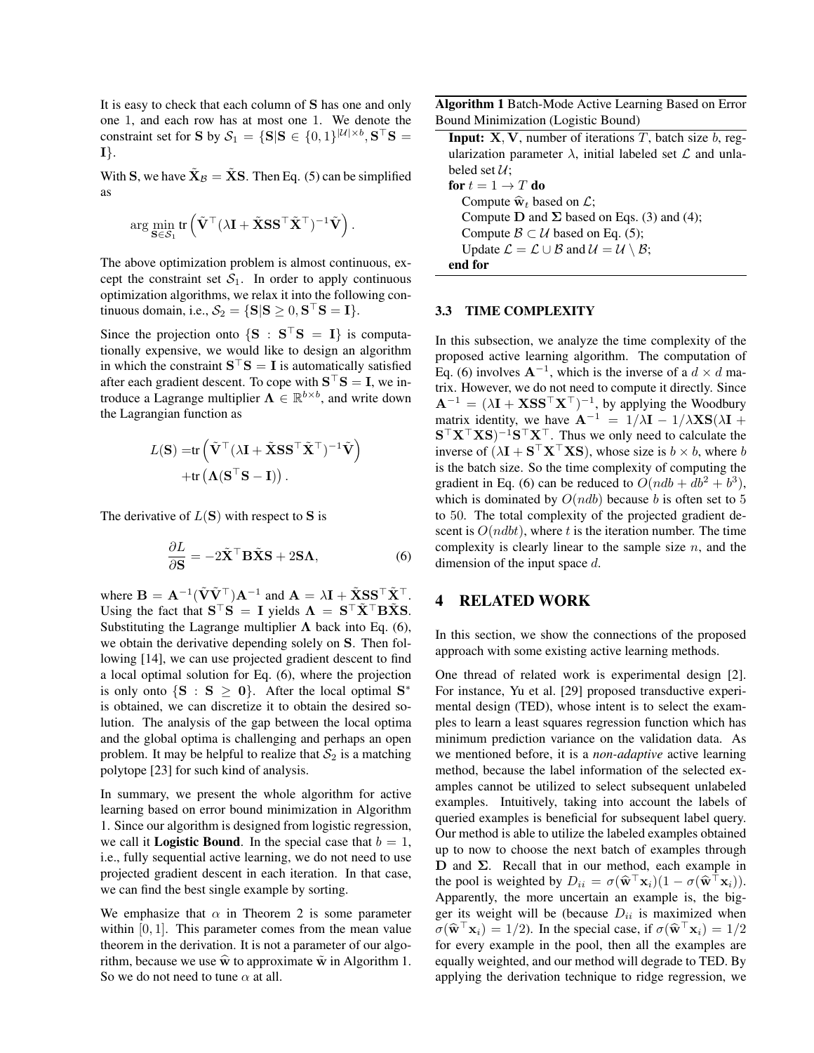It is easy to check that each column of $\mathbf{S}$ has one and only one 1, and each row has at most one 1. We denote the constraint set for $\mathbf{S}$ by $\mathcal{S}_1 = \{\mathbf{S}|\mathbf{S} \in \{0,1\}^{|\mathcal{U}|\times b}, \mathbf{S}^\top\mathbf{S} = \mathbf{I}\}$.

With $\mathbf{S}$, we have $\tilde{\mathbf{X}}_{\mathcal{B}} = \tilde{\mathbf{X}}\mathbf{S}$. Then Eq. (5) can be simplified as

$$\arg\min_{\mathbf{S}\in\mathcal{S}_1} \text{tr}\left(\tilde{\mathbf{V}}^\top(\lambda\mathbf{I} + \tilde{\mathbf{X}}\mathbf{S}\mathbf{S}^\top\tilde{\mathbf{X}}^\top)^{-1}\tilde{\mathbf{V}}\right).$$

The above optimization problem is almost continuous, except the constraint set $\mathcal{S}_1$. In order to apply continuous optimization algorithms, we relax it into the following continuous domain, i.e., $\mathcal{S}_2 = \{\mathbf{S}|\mathbf{S} \geq 0, \mathbf{S}^\top\mathbf{S} = \mathbf{I}\}$.

Since the projection onto $\{\mathbf{S} : \mathbf{S}^\top\mathbf{S} = \mathbf{I}\}$ is computationally expensive, we would like to design an algorithm in which the constraint $\mathbf{S}^\top\mathbf{S} = \mathbf{I}$ is automatically satisfied after each gradient descent. To cope with $\mathbf{S}^\top\mathbf{S} = \mathbf{I}$, we introduce a Lagrange multiplier $\mathbf{\Lambda} \in \mathbb{R}^{b\times b}$, and write down the Lagrangian function as

$$\begin{aligned} L(\mathbf{S}) =& \text{tr}\left(\tilde{\mathbf{V}}^\top(\lambda\mathbf{I} + \tilde{\mathbf{X}}\mathbf{S}\mathbf{S}^\top\tilde{\mathbf{X}}^\top)^{-1}\tilde{\mathbf{V}}\right) \\ &+ \text{tr}\left(\mathbf{\Lambda}(\mathbf{S}^\top\mathbf{S} - \mathbf{I})\right). \end{aligned}$$

The derivative of $L(\mathbf{S})$ with respect to $\mathbf{S}$ is

$$\frac{\partial L}{\partial \mathbf{S}} = -2\tilde{\mathbf{X}}^\top\mathbf{B}\tilde{\mathbf{X}}\mathbf{S} + 2\mathbf{S}\mathbf{\Lambda}, \tag{6}$$

where $\mathbf{B} = \mathbf{A}^{-1}(\tilde{\mathbf{V}}\tilde{\mathbf{V}}^\top)\mathbf{A}^{-1}$ and $\mathbf{A} = \lambda\mathbf{I} + \tilde{\mathbf{X}}\mathbf{S}\mathbf{S}^\top\tilde{\mathbf{X}}^\top$. Using the fact that $\mathbf{S}^\top\mathbf{S} = \mathbf{I}$ yields $\mathbf{\Lambda} = \mathbf{S}^\top\tilde{\mathbf{X}}^\top\mathbf{B}\tilde{\mathbf{X}}\mathbf{S}$. Substituting the Lagrange multiplier $\mathbf{\Lambda}$ back into Eq. (6), we obtain the derivative depending solely on $\mathbf{S}$. Then following [14], we can use projected gradient descent to find a local optimal solution for Eq. (6), where the projection is only onto $\{\mathbf{S} : \mathbf{S} \geq \mathbf{0}\}$. After the local optimal $\mathbf{S}^*$ is obtained, we can discretize it to obtain the desired solution. The analysis of the gap between the local optima and the global optima is challenging and perhaps an open problem. It may be helpful to realize that $\mathcal{S}_2$ is a matching polytope [23] for such kind of analysis.

In summary, we present the whole algorithm for active learning based on error bound minimization in Algorithm 1. Since our algorithm is designed from logistic regression, we call it **Logistic Bound**. In the special case that $b = 1$, i.e., fully sequential active learning, we do not need to use projected gradient descent in each iteration. In that case, we can find the best single example by sorting.

We emphasize that $\alpha$ in Theorem 2 is some parameter within $[0, 1]$. This parameter comes from the mean value theorem in the derivation. It is not a parameter of our algorithm, because we use $\hat{\mathbf{w}}$ to approximate $\tilde{\mathbf{w}}$ in Algorithm 1. So we do not need to tune $\alpha$ at all.

**Algorithm 1** Batch-Mode Active Learning Based on Error Bound Minimization (Logistic Bound)

```
Input: X, V, number of iterations T, batch size b, regularization parameter λ, initial labeled set L and unlabeled set U;
for t = 1 → T do
    Compute ŵ_t based on L;
    Compute D and Σ based on Eqs. (3) and (4);
    Compute B ⊂ U based on Eq. (5);
    Update L = L ∪ B and U = U \ B;
end for
```

### 3.3 TIME COMPLEXITY

In this subsection, we analyze the time complexity of the proposed active learning algorithm. The computation of Eq. (6) involves $\mathbf{A}^{-1}$, which is the inverse of a $d \times d$ matrix. However, we do not need to compute it directly. Since $\mathbf{A}^{-1} = (\lambda\mathbf{I} + \mathbf{X}\mathbf{S}\mathbf{S}^\top\mathbf{X}^\top)^{-1}$, by applying the Woodbury matrix identity, we have $\mathbf{A}^{-1} = 1/\lambda\mathbf{I} - 1/\lambda\mathbf{X}\mathbf{S}(\lambda\mathbf{I} + \mathbf{S}^\top\mathbf{X}^\top\mathbf{X}\mathbf{S})^{-1}\mathbf{S}^\top\mathbf{X}^\top$. Thus we only need to calculate the inverse of $(\lambda\mathbf{I} + \mathbf{S}^\top\mathbf{X}^\top\mathbf{X}\mathbf{S})$, whose size is $b \times b$, where $b$ is the batch size. So the time complexity of computing the gradient in Eq. (6) can be reduced to $O(ndb + db^2 + b^3)$, which is dominated by $O(ndb)$ because $b$ is often set to 5 to 50. The total complexity of the projected gradient descent is $O(ndbt)$, where $t$ is the iteration number. The time complexity is clearly linear to the sample size $n$, and the dimension of the input space $d$.

## 4 RELATED WORK

In this section, we show the connections of the proposed approach with some existing active learning methods.

One thread of related work is experimental design [2]. For instance, Yu et al. [29] proposed transductive experimental design (TED), whose intent is to select the examples to learn a least squares regression function which has minimum prediction variance on the validation data. As we mentioned before, it is a *non-adaptive* active learning method, because the label information of the selected examples cannot be utilized to select subsequent unlabeled examples. Intuitively, taking into account the labels of queried examples is beneficial for subsequent label query. Our method is able to utilize the labeled examples obtained up to now to choose the next batch of examples through $\mathbf{D}$ and $\mathbf{\Sigma}$. Recall that in our method, each example in the pool is weighted by $D_{ii} = \sigma(\hat{\mathbf{w}}^\top\mathbf{x}_i)(1 - \sigma(\hat{\mathbf{w}}^\top\mathbf{x}_i))$. Apparently, the more uncertain an example is, the bigger its weight will be (because $D_{ii}$ is maximized when $\sigma(\hat{\mathbf{w}}^\top\mathbf{x}_i) = 1/2$). In the special case, if $\sigma(\hat{\mathbf{w}}^\top\mathbf{x}_i) = 1/2$ for every example in the pool, then all the examples are equally weighted, and our method will degrade to TED. By applying the derivation technique to ridge regression, we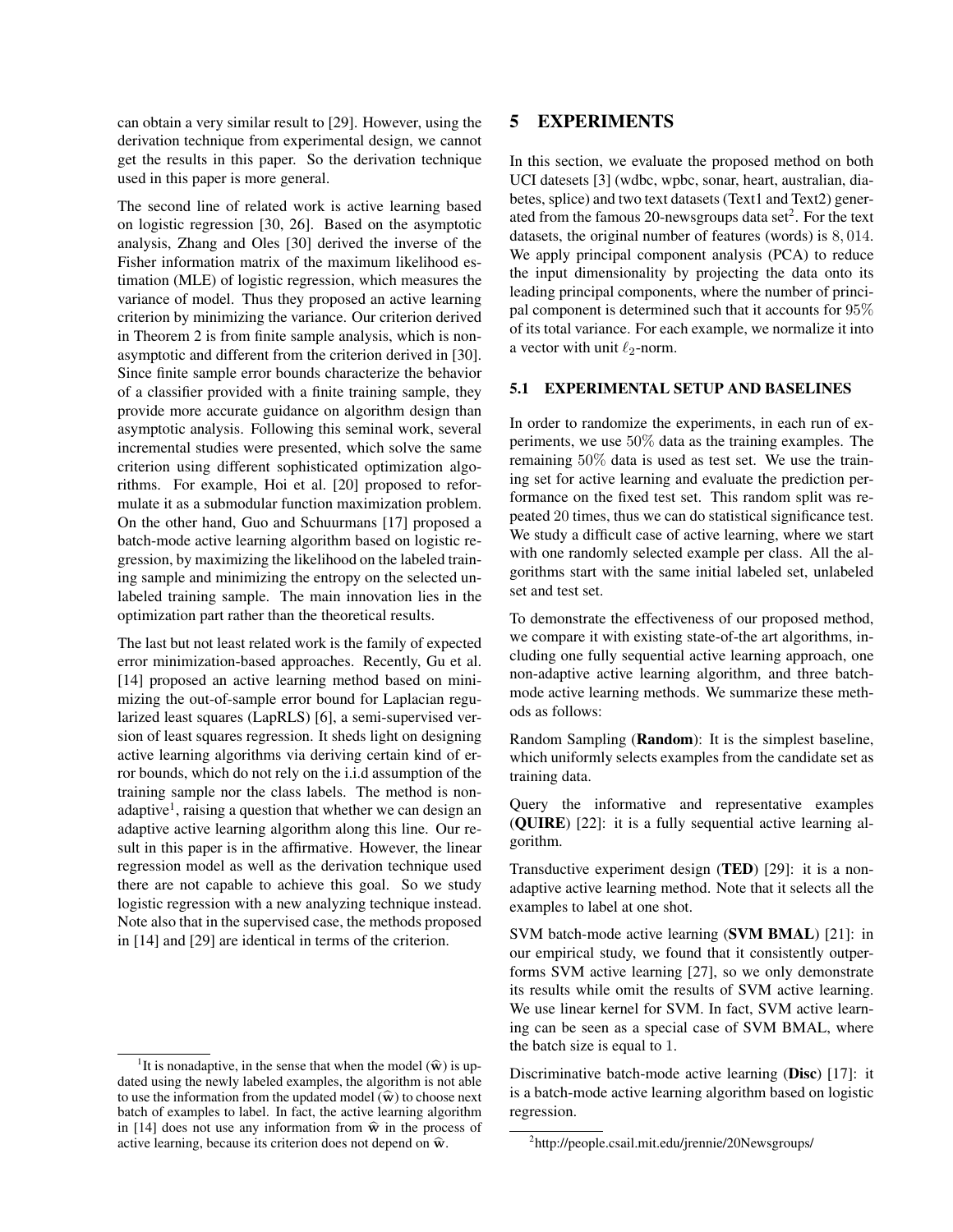can obtain a very similar result to [29]. However, using the derivation technique from experimental design, we cannot get the results in this paper. So the derivation technique used in this paper is more general.

The second line of related work is active learning based on logistic regression [30, 26]. Based on the asymptotic analysis, Zhang and Oles [30] derived the inverse of the Fisher information matrix of the maximum likelihood estimation (MLE) of logistic regression, which measures the variance of model. Thus they proposed an active learning criterion by minimizing the variance. Our criterion derived in Theorem 2 is from finite sample analysis, which is non-asymptotic and different from the criterion derived in [30]. Since finite sample error bounds characterize the behavior of a classifier provided with a finite training sample, they provide more accurate guidance on algorithm design than asymptotic analysis. Following this seminal work, several incremental studies were presented, which solve the same criterion using different sophisticated optimization algorithms. For example, Hoi et al. [20] proposed to reformulate it as a submodular function maximization problem. On the other hand, Guo and Schuurmans [17] proposed a batch-mode active learning algorithm based on logistic regression, by maximizing the likelihood on the labeled training sample and minimizing the entropy on the selected unlabeled training sample. The main innovation lies in the optimization part rather than the theoretical results.

The last but not least related work is the family of expected error minimization-based approaches. Recently, Gu et al. [14] proposed an active learning method based on minimizing the out-of-sample error bound for Laplacian regularized least squares (LapRLS) [6], a semi-supervised version of least squares regression. It sheds light on designing active learning algorithms via deriving certain kind of error bounds, which do not rely on the i.i.d assumption of the training sample nor the class labels. The method is non-adaptive[1], raising a question that whether we can design an adaptive active learning algorithm along this line. Our result in this paper is in the affirmative. However, the linear regression model as well as the derivation technique used there are not capable to achieve this goal. So we study logistic regression with a new analyzing technique instead. Note also that in the supervised case, the methods proposed in [14] and [29] are identical in terms of the criterion.

[1] It is nonadaptive, in the sense that when the model ($\widehat{\mathbf{w}}$) is updated using the newly labeled examples, the algorithm is not able to use the information from the updated model ($\widehat{\mathbf{w}}$) to choose next batch of examples to label. In fact, the active learning algorithm in [14] does not use any information from $\widehat{\mathbf{w}}$ in the process of active learning, because its criterion does not depend on $\widehat{\mathbf{w}}$.

# 5 EXPERIMENTS

In this section, we evaluate the proposed method on both UCI datesets [3] (wdbc, wpbc, sonar, heart, australian, diabetes, splice) and two text datasets (Text1 and Text2) generated from the famous 20-newsgroups data set[2]. For the text datasets, the original number of features (words) is $8,014$. We apply principal component analysis (PCA) to reduce the input dimensionality by projecting the data onto its leading principal components, where the number of principal component is determined such that it accounts for $95\%$ of its total variance. For each example, we normalize it into a vector with unit $\ell_2$-norm.

## 5.1 EXPERIMENTAL SETUP AND BASELINES

In order to randomize the experiments, in each run of experiments, we use $50\%$ data as the training examples. The remaining $50\%$ data is used as test set. We use the training set for active learning and evaluate the prediction performance on the fixed test set. This random split was repeated $20$ times, thus we can do statistical significance test. We study a difficult case of active learning, where we start with one randomly selected example per class. All the algorithms start with the same initial labeled set, unlabeled set and test set.

To demonstrate the effectiveness of our proposed method, we compare it with existing state-of-the art algorithms, including one fully sequential active learning approach, one non-adaptive active learning algorithm, and three batch-mode active learning methods. We summarize these methods as follows:

Random Sampling (**Random**): It is the simplest baseline, which uniformly selects examples from the candidate set as training data.

Query the informative and representative examples (**QUIRE**) [22]: it is a fully sequential active learning algorithm.

Transductive experiment design (**TED**) [29]: it is a non-adaptive active learning method. Note that it selects all the examples to label at one shot.

SVM batch-mode active learning (**SVM BMAL**) [21]: in our empirical study, we found that it consistently outperforms SVM active learning [27], so we only demonstrate its results while omit the results of SVM active learning. We use linear kernel for SVM. In fact, SVM active learning can be seen as a special case of SVM BMAL, where the batch size is equal to $1$.

Discriminative batch-mode active learning (**Disc**) [17]: it is a batch-mode active learning algorithm based on logistic regression.

[2] http://people.csail.mit.edu/jrennie/20Newsgroups/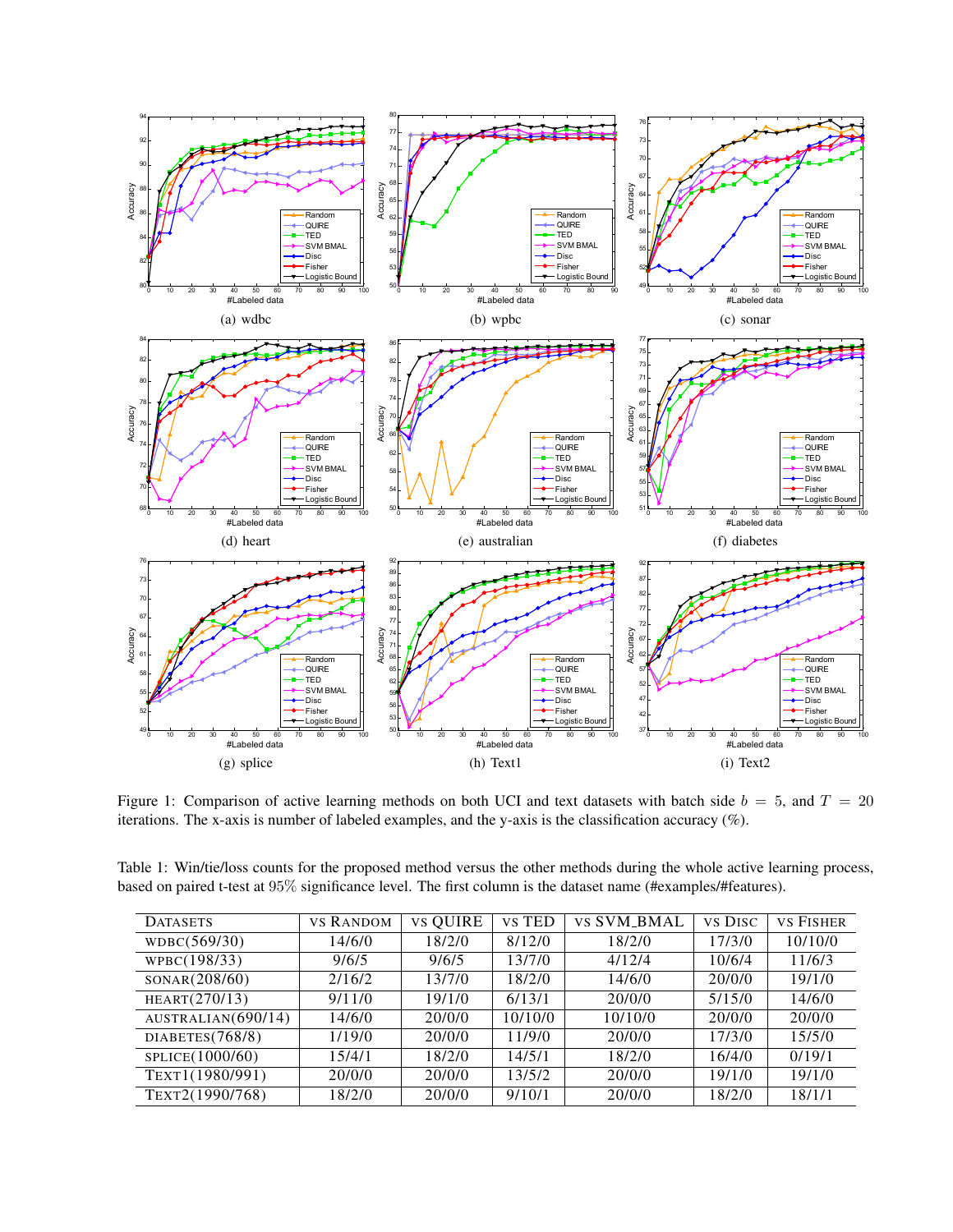(a) wdbc

(b) wpbc

(c) sonar

(d) heart

(e) australian

(f) diabetes

(g) splice

(h) Text1

(i) Text2

Figure 1: Comparison of active learning methods on both UCI and text datasets with batch side $b = 5$, and $T = 20$ iterations. The x-axis is number of labeled examples, and the y-axis is the classification accuracy (%).

Table 1: Win/tie/loss counts for the proposed method versus the other methods during the whole active learning process, based on paired t-test at 95% significance level. The first column is the dataset name (#examples/#features).

| DATASETS | VS RANDOM | VS QUIRE | VS TED | VS SVM_BMAL | VS DISC | VS FISHER |
|---|---|---|---|---|---|---|
| WDBC(569/30) | 14/6/0 | 18/2/0 | 8/12/0 | 18/2/0 | 17/3/0 | 10/10/0 |
| WPBC(198/33) | 9/6/5 | 9/6/5 | 13/7/0 | 4/12/4 | 10/6/4 | 11/6/3 |
| SONAR(208/60) | 2/16/2 | 13/7/0 | 18/2/0 | 14/6/0 | 20/0/0 | 19/1/0 |
| HEART(270/13) | 9/11/0 | 19/1/0 | 6/13/1 | 20/0/0 | 5/15/0 | 14/6/0 |
| AUSTRALIAN(690/14) | 14/6/0 | 20/0/0 | 10/10/0 | 10/10/0 | 20/0/0 | 20/0/0 |
| DIABETES(768/8) | 1/19/0 | 20/0/0 | 11/9/0 | 20/0/0 | 17/3/0 | 15/5/0 |
| SPLICE(1000/60) | 15/4/1 | 18/2/0 | 14/5/1 | 18/2/0 | 16/4/0 | 0/19/1 |
| TEXT1(1980/991) | 20/0/0 | 20/0/0 | 13/5/2 | 20/0/0 | 19/1/0 | 19/1/0 |
| TEXT2(1990/768) | 18/2/0 | 20/0/0 | 9/10/1 | 20/0/0 | 18/2/0 | 18/1/1 |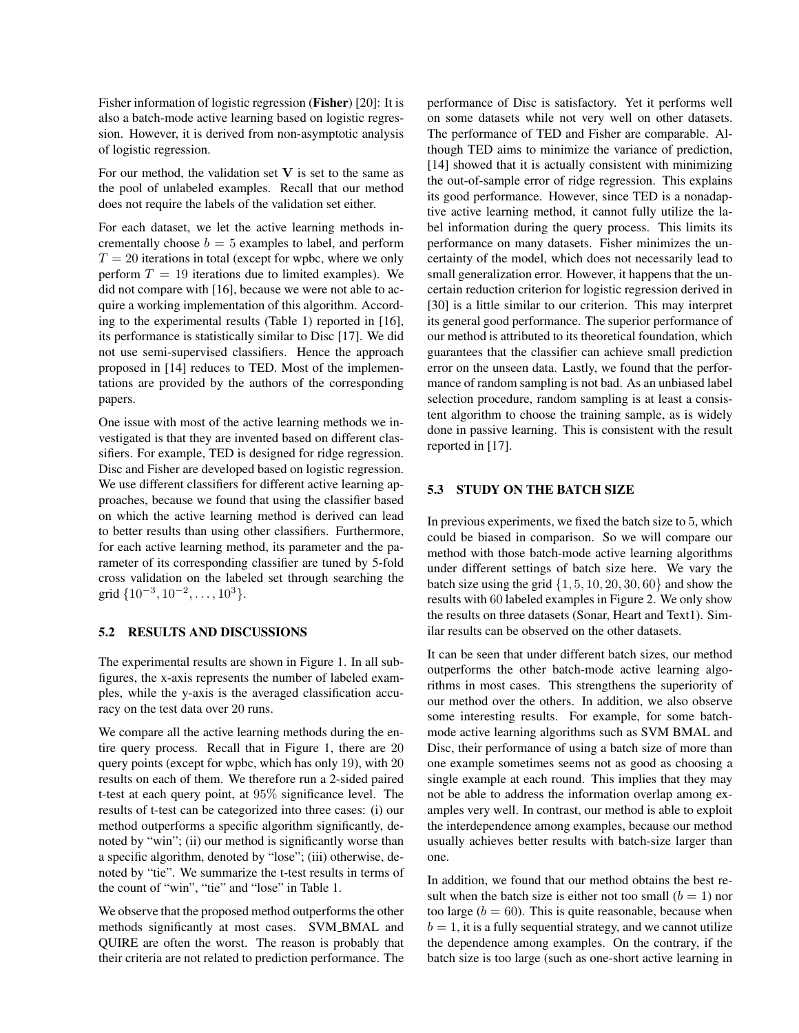Fisher information of logistic regression (**Fisher**) [20]: It is also a batch-mode active learning based on logistic regression. However, it is derived from non-asymptotic analysis of logistic regression.

For our method, the validation set $\mathbf{V}$ is set to the same as the pool of unlabeled examples. Recall that our method does not require the labels of the validation set either.

For each dataset, we let the active learning methods incrementally choose $b = 5$ examples to label, and perform $T = 20$ iterations in total (except for wpbc, where we only perform $T = 19$ iterations due to limited examples). We did not compare with [16], because we were not able to acquire a working implementation of this algorithm. According to the experimental results (Table 1) reported in [16], its performance is statistically similar to Disc [17]. We did not use semi-supervised classifiers. Hence the approach proposed in [14] reduces to TED. Most of the implementations are provided by the authors of the corresponding papers.

One issue with most of the active learning methods we investigated is that they are invented based on different classifiers. For example, TED is designed for ridge regression. Disc and Fisher are developed based on logistic regression. We use different classifiers for different active learning approaches, because we found that using the classifier based on which the active learning method is derived can lead to better results than using other classifiers. Furthermore, for each active learning method, its parameter and the parameter of its corresponding classifier are tuned by 5-fold cross validation on the labeled set through searching the grid $\{10^{-3}, 10^{-2}, \ldots, 10^{3}\}$.

### 5.2 RESULTS AND DISCUSSIONS

The experimental results are shown in Figure 1. In all subfigures, the x-axis represents the number of labeled examples, while the y-axis is the averaged classification accuracy on the test data over 20 runs.

We compare all the active learning methods during the entire query process. Recall that in Figure 1, there are 20 query points (except for wpbc, which has only 19), with 20 results on each of them. We therefore run a 2-sided paired t-test at each query point, at 95% significance level. The results of t-test can be categorized into three cases: (i) our method outperforms a specific algorithm significantly, denoted by "win"; (ii) our method is significantly worse than a specific algorithm, denoted by "lose"; (iii) otherwise, denoted by "tie". We summarize the t-test results in terms of the count of "win", "tie" and "lose" in Table 1.

We observe that the proposed method outperforms the other methods significantly at most cases. SVM_BMAL and QUIRE are often the worst. The reason is probably that their criteria are not related to prediction performance. The performance of Disc is satisfactory. Yet it performs well on some datasets while not very well on other datasets. The performance of TED and Fisher are comparable. Although TED aims to minimize the variance of prediction, [14] showed that it is actually consistent with minimizing the out-of-sample error of ridge regression. This explains its good performance. However, since TED is a nonadaptive active learning method, it cannot fully utilize the label information during the query process. This limits its performance on many datasets. Fisher minimizes the uncertainty of the model, which does not necessarily lead to small generalization error. However, it happens that the uncertain reduction criterion for logistic regression derived in [30] is a little similar to our criterion. This may interpret its general good performance. The superior performance of our method is attributed to its theoretical foundation, which guarantees that the classifier can achieve small prediction error on the unseen data. Lastly, we found that the performance of random sampling is not bad. As an unbiased label selection procedure, random sampling is at least a consistent algorithm to choose the training sample, as is widely done in passive learning. This is consistent with the result reported in [17].

### 5.3 STUDY ON THE BATCH SIZE

In previous experiments, we fixed the batch size to 5, which could be biased in comparison. So we will compare our method with those batch-mode active learning algorithms under different settings of batch size here. We vary the batch size using the grid $\{1, 5, 10, 20, 30, 60\}$ and show the results with 60 labeled examples in Figure 2. We only show the results on three datasets (Sonar, Heart and Text1). Similar results can be observed on the other datasets.

It can be seen that under different batch sizes, our method outperforms the other batch-mode active learning algorithms in most cases. This strengthens the superiority of our method over the others. In addition, we also observe some interesting results. For example, for some batch-mode active learning algorithms such as SVM BMAL and Disc, their performance of using a batch size of more than one example sometimes seems not as good as choosing a single example at each round. This implies that they may not be able to address the information overlap among examples very well. In contrast, our method is able to exploit the interdependence among examples, because our method usually achieves better results with batch-size larger than one.

In addition, we found that our method obtains the best result when the batch size is either not too small ($b = 1$) nor too large ($b = 60$). This is quite reasonable, because when $b = 1$, it is a fully sequential strategy, and we cannot utilize the dependence among examples. On the contrary, if the batch size is too large (such as one-short active learning in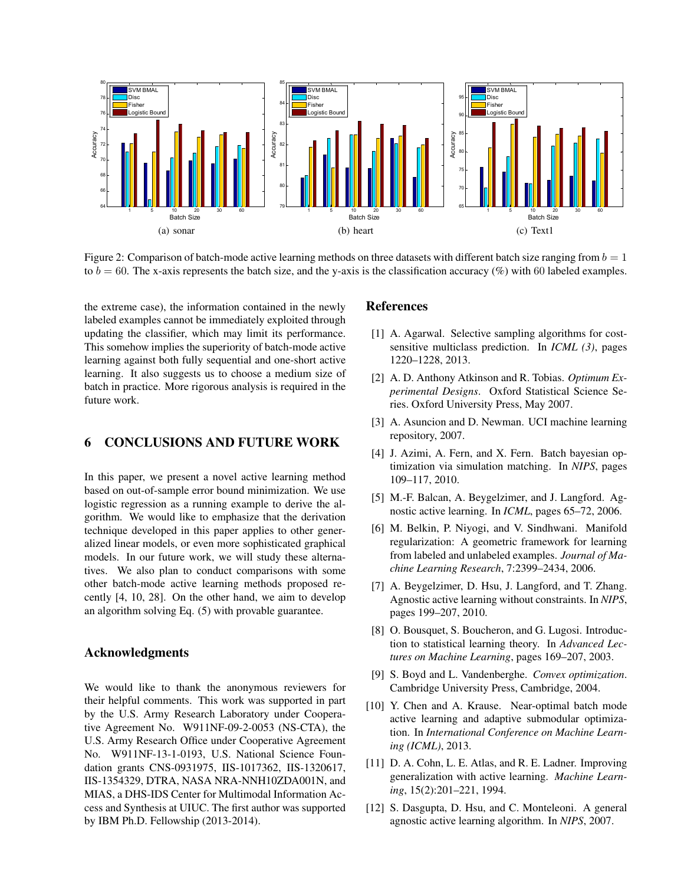Figure 2: Comparison of batch-mode active learning methods on three datasets with different batch size ranging from $b = 1$ to $b = 60$. The x-axis represents the batch size, and the y-axis is the classification accuracy (%) with 60 labeled examples.

(a) sonar (b) heart (c) Text1

the extreme case), the information contained in the newly labeled examples cannot be immediately exploited through updating the classifier, which may limit its performance. This somehow implies the superiority of batch-mode active learning against both fully sequential and one-short active learning. It also suggests us to choose a medium size of batch in practice. More rigorous analysis is required in the future work.

## 6 CONCLUSIONS AND FUTURE WORK

In this paper, we present a novel active learning method based on out-of-sample error bound minimization. We use logistic regression as a running example to derive the algorithm. We would like to emphasize that the derivation technique developed in this paper applies to other generalized linear models, or even more sophisticated graphical models. In our future work, we will study these alternatives. We also plan to conduct comparisons with some other batch-mode active learning methods proposed recently [4, 10, 28]. On the other hand, we aim to develop an algorithm solving Eq. (5) with provable guarantee.

## Acknowledgments

We would like to thank the anonymous reviewers for their helpful comments. This work was supported in part by the U.S. Army Research Laboratory under Cooperative Agreement No. W911NF-09-2-0053 (NS-CTA), the U.S. Army Research Office under Cooperative Agreement No. W911NF-13-1-0193, U.S. National Science Foundation grants CNS-0931975, IIS-1017362, IIS-1320617, IIS-1354329, DTRA, NASA NRA-NNH10ZDA001N, and MIAS, a DHS-IDS Center for Multimodal Information Access and Synthesis at UIUC. The first author was supported by IBM Ph.D. Fellowship (2013-2014).

## References

[1] A. Agarwal. Selective sampling algorithms for cost-sensitive multiclass prediction. In *ICML (3)*, pages 1220–1228, 2013.

[2] A. D. Anthony Atkinson and R. Tobias. *Optimum Experimental Designs*. Oxford Statistical Science Series. Oxford University Press, May 2007.

[3] A. Asuncion and D. Newman. UCI machine learning repository, 2007.

[4] J. Azimi, A. Fern, and X. Fern. Batch bayesian optimization via simulation matching. In *NIPS*, pages 109–117, 2010.

[5] M.-F. Balcan, A. Beygelzimer, and J. Langford. Agnostic active learning. In *ICML*, pages 65–72, 2006.

[6] M. Belkin, P. Niyogi, and V. Sindhwani. Manifold regularization: A geometric framework for learning from labeled and unlabeled examples. *Journal of Machine Learning Research*, 7:2399–2434, 2006.

[7] A. Beygelzimer, D. Hsu, J. Langford, and T. Zhang. Agnostic active learning without constraints. In *NIPS*, pages 199–207, 2010.

[8] O. Bousquet, S. Boucheron, and G. Lugosi. Introduction to statistical learning theory. In *Advanced Lectures on Machine Learning*, pages 169–207, 2003.

[9] S. Boyd and L. Vandenberghe. *Convex optimization*. Cambridge University Press, Cambridge, 2004.

[10] Y. Chen and A. Krause. Near-optimal batch mode active learning and adaptive submodular optimization. In *International Conference on Machine Learning (ICML)*, 2013.

[11] D. A. Cohn, L. E. Atlas, and R. E. Ladner. Improving generalization with active learning. *Machine Learning*, 15(2):201–221, 1994.

[12] S. Dasgupta, D. Hsu, and C. Monteleoni. A general agnostic active learning algorithm. In *NIPS*, 2007.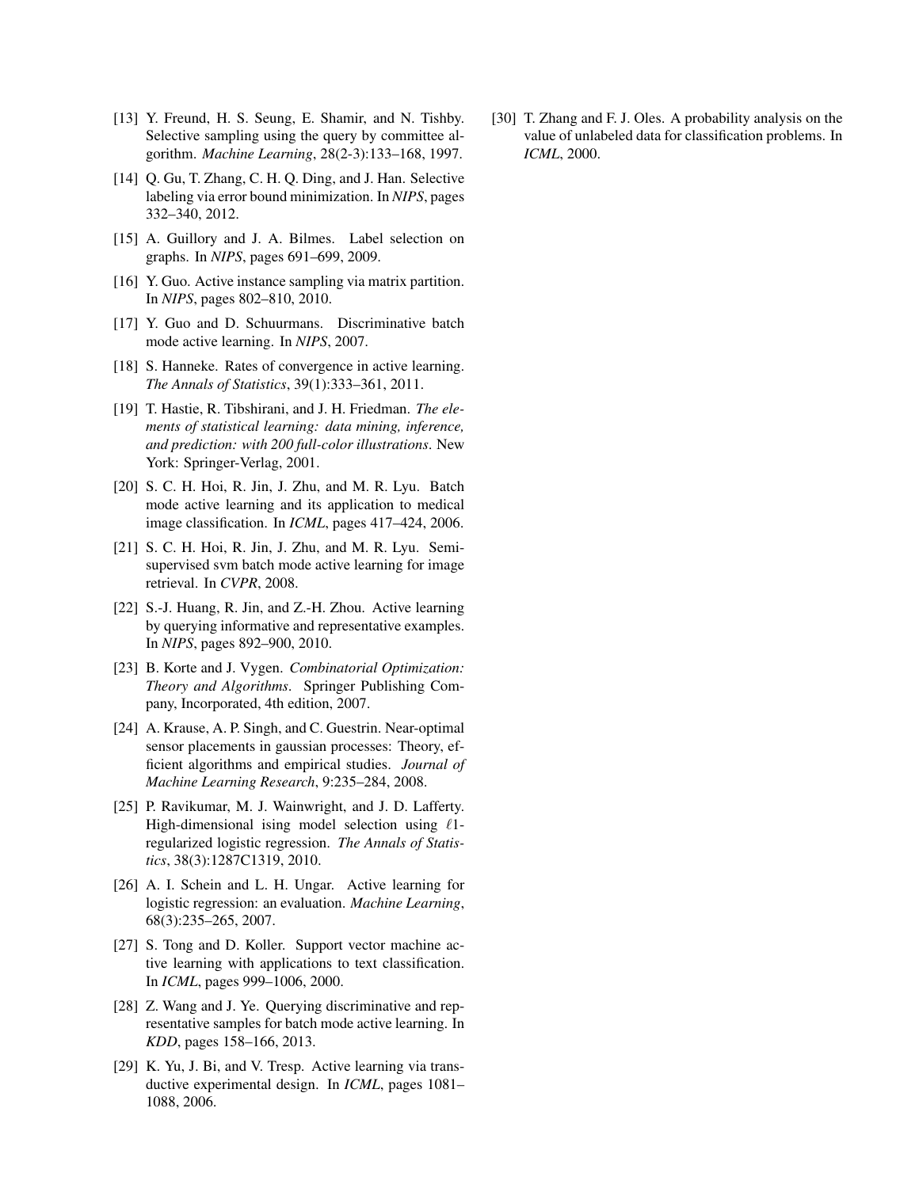[13] Y. Freund, H. S. Seung, E. Shamir, and N. Tishby. Selective sampling using the query by committee algorithm. *Machine Learning*, 28(2-3):133–168, 1997.

[14] Q. Gu, T. Zhang, C. H. Q. Ding, and J. Han. Selective labeling via error bound minimization. In *NIPS*, pages 332–340, 2012.

[15] A. Guillory and J. A. Bilmes. Label selection on graphs. In *NIPS*, pages 691–699, 2009.

[16] Y. Guo. Active instance sampling via matrix partition. In *NIPS*, pages 802–810, 2010.

[17] Y. Guo and D. Schuurmans. Discriminative batch mode active learning. In *NIPS*, 2007.

[18] S. Hanneke. Rates of convergence in active learning. *The Annals of Statistics*, 39(1):333–361, 2011.

[19] T. Hastie, R. Tibshirani, and J. H. Friedman. *The elements of statistical learning: data mining, inference, and prediction: with 200 full-color illustrations*. New York: Springer-Verlag, 2001.

[20] S. C. H. Hoi, R. Jin, J. Zhu, and M. R. Lyu. Batch mode active learning and its application to medical image classification. In *ICML*, pages 417–424, 2006.

[21] S. C. H. Hoi, R. Jin, J. Zhu, and M. R. Lyu. Semi-supervised svm batch mode active learning for image retrieval. In *CVPR*, 2008.

[22] S.-J. Huang, R. Jin, and Z.-H. Zhou. Active learning by querying informative and representative examples. In *NIPS*, pages 892–900, 2010.

[23] B. Korte and J. Vygen. *Combinatorial Optimization: Theory and Algorithms*. Springer Publishing Company, Incorporated, 4th edition, 2007.

[24] A. Krause, A. P. Singh, and C. Guestrin. Near-optimal sensor placements in gaussian processes: Theory, efficient algorithms and empirical studies. *Journal of Machine Learning Research*, 9:235–284, 2008.

[25] P. Ravikumar, M. J. Wainwright, and J. D. Lafferty. High-dimensional ising model selection using $\ell$1-regularized logistic regression. *The Annals of Statistics*, 38(3):1287C1319, 2010.

[26] A. I. Schein and L. H. Ungar. Active learning for logistic regression: an evaluation. *Machine Learning*, 68(3):235–265, 2007.

[27] S. Tong and D. Koller. Support vector machine active learning with applications to text classification. In *ICML*, pages 999–1006, 2000.

[28] Z. Wang and J. Ye. Querying discriminative and representative samples for batch mode active learning. In *KDD*, pages 158–166, 2013.

[29] K. Yu, J. Bi, and V. Tresp. Active learning via transductive experimental design. In *ICML*, pages 1081–1088, 2006.

[30] T. Zhang and F. J. Oles. A probability analysis on the value of unlabeled data for classification problems. In *ICML*, 2000.